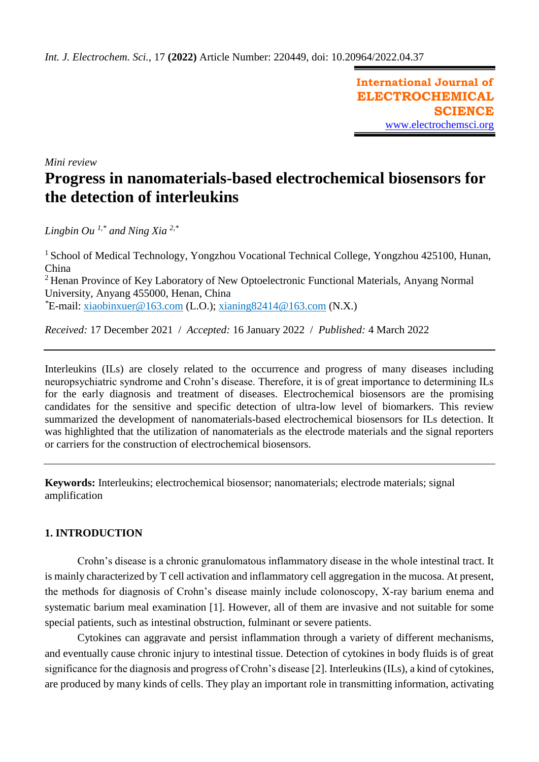*Mini review*

# Progress in nanomaterials-based electrochemical biosensors for the detection of interleukins

*Lingbin Ou [1,\*] and Ning Xia [2,\*]*

[1] School of Medical Technology, Yongzhou Vocational Technical College, Yongzhou 425100, Hunan, China

[2] Henan Province of Key Laboratory of New Optoelectronic Functional Materials, Anyang Normal University, Anyang 455000, Henan, China

\*E-mail: xiaobinxuer@163.com (L.O.); xianing82414@163.com (N.X.)

*Received:* 17 December 2021 / *Accepted:* 16 January 2022 / *Published:* 4 March 2022

---

Interleukins (ILs) are closely related to the occurrence and progress of many diseases including neuropsychiatric syndrome and Crohn's disease. Therefore, it is of great importance to determining ILs for the early diagnosis and treatment of diseases. Electrochemical biosensors are the promising candidates for the sensitive and specific detection of ultra-low level of biomarkers. This review summarized the development of nanomaterials-based electrochemical biosensors for ILs detection. It was highlighted that the utilization of nanomaterials as the electrode materials and the signal reporters or carriers for the construction of electrochemical biosensors.

---

**Keywords:** Interleukins; electrochemical biosensor; nanomaterials; electrode materials; signal amplification

## 1. INTRODUCTION

Crohn's disease is a chronic granulomatous inflammatory disease in the whole intestinal tract. It is mainly characterized by T cell activation and inflammatory cell aggregation in the mucosa. At present, the methods for diagnosis of Crohn's disease mainly include colonoscopy, X-ray barium enema and systematic barium meal examination [1]. However, all of them are invasive and not suitable for some special patients, such as intestinal obstruction, fulminant or severe patients.

Cytokines can aggravate and persist inflammation through a variety of different mechanisms, and eventually cause chronic injury to intestinal tissue. Detection of cytokines in body fluids is of great significance for the diagnosis and progress of Crohn's disease [2]. Interleukins (ILs), a kind of cytokines, are produced by many kinds of cells. They play an important role in transmitting information, activating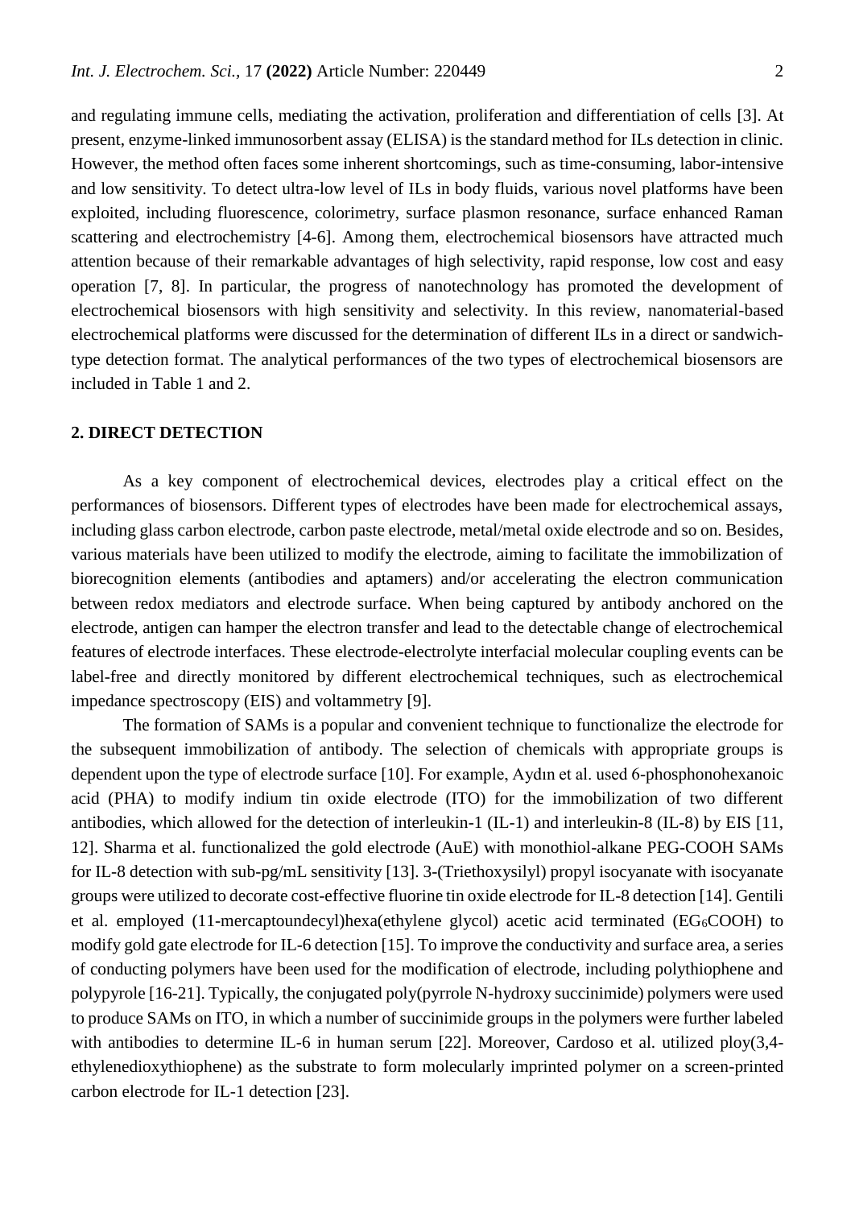and regulating immune cells, mediating the activation, proliferation and differentiation of cells [3]. At present, enzyme-linked immunosorbent assay (ELISA) is the standard method for ILs detection in clinic. However, the method often faces some inherent shortcomings, such as time-consuming, labor-intensive and low sensitivity. To detect ultra-low level of ILs in body fluids, various novel platforms have been exploited, including fluorescence, colorimetry, surface plasmon resonance, surface enhanced Raman scattering and electrochemistry [4-6]. Among them, electrochemical biosensors have attracted much attention because of their remarkable advantages of high selectivity, rapid response, low cost and easy operation [7, 8]. In particular, the progress of nanotechnology has promoted the development of electrochemical biosensors with high sensitivity and selectivity. In this review, nanomaterial-based electrochemical platforms were discussed for the determination of different ILs in a direct or sandwich-type detection format. The analytical performances of the two types of electrochemical biosensors are included in Table 1 and 2.

## 2. DIRECT DETECTION

As a key component of electrochemical devices, electrodes play a critical effect on the performances of biosensors. Different types of electrodes have been made for electrochemical assays, including glass carbon electrode, carbon paste electrode, metal/metal oxide electrode and so on. Besides, various materials have been utilized to modify the electrode, aiming to facilitate the immobilization of biorecognition elements (antibodies and aptamers) and/or accelerating the electron communication between redox mediators and electrode surface. When being captured by antibody anchored on the electrode, antigen can hamper the electron transfer and lead to the detectable change of electrochemical features of electrode interfaces. These electrode-electrolyte interfacial molecular coupling events can be label-free and directly monitored by different electrochemical techniques, such as electrochemical impedance spectroscopy (EIS) and voltammetry [9].

The formation of SAMs is a popular and convenient technique to functionalize the electrode for the subsequent immobilization of antibody. The selection of chemicals with appropriate groups is dependent upon the type of electrode surface [10]. For example, Aydın et al. used 6-phosphonohexanoic acid (PHA) to modify indium tin oxide electrode (ITO) for the immobilization of two different antibodies, which allowed for the detection of interleukin-1 (IL-1) and interleukin-8 (IL-8) by EIS [11, 12]. Sharma et al. functionalized the gold electrode (AuE) with monothiol-alkane PEG-COOH SAMs for IL-8 detection with sub-pg/mL sensitivity [13]. 3-(Triethoxysilyl) propyl isocyanate with isocyanate groups were utilized to decorate cost-effective fluorine tin oxide electrode for IL-8 detection [14]. Gentili et al. employed (11-mercaptoundecyl)hexa(ethylene glycol) acetic acid terminated ($EG_6COOH$) to modify gold gate electrode for IL-6 detection [15]. To improve the conductivity and surface area, a series of conducting polymers have been used for the modification of electrode, including polythiophene and polypyrole [16-21]. Typically, the conjugated poly(pyrrole N-hydroxy succinimide) polymers were used to produce SAMs on ITO, in which a number of succinimide groups in the polymers were further labeled with antibodies to determine IL-6 in human serum [22]. Moreover, Cardoso et al. utilized ploy(3,4-ethylenedioxythiophene) as the substrate to form molecularly imprinted polymer on a screen-printed carbon electrode for IL-1 detection [23].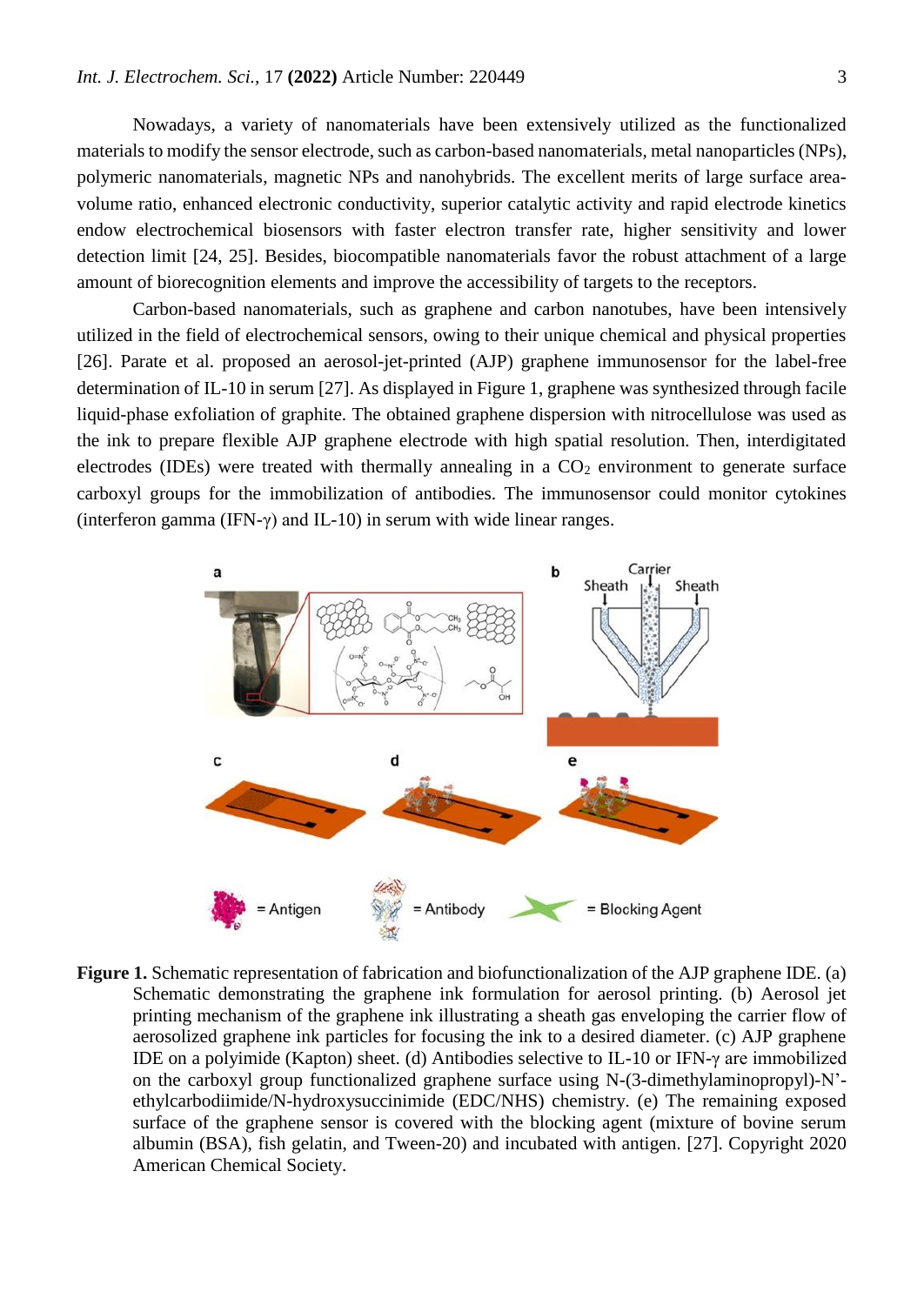Nowadays, a variety of nanomaterials have been extensively utilized as the functionalized materials to modify the sensor electrode, such as carbon-based nanomaterials, metal nanoparticles (NPs), polymeric nanomaterials, magnetic NPs and nanohybrids. The excellent merits of large surface area-volume ratio, enhanced electronic conductivity, superior catalytic activity and rapid electrode kinetics endow electrochemical biosensors with faster electron transfer rate, higher sensitivity and lower detection limit [24, 25]. Besides, biocompatible nanomaterials favor the robust attachment of a large amount of biorecognition elements and improve the accessibility of targets to the receptors.

Carbon-based nanomaterials, such as graphene and carbon nanotubes, have been intensively utilized in the field of electrochemical sensors, owing to their unique chemical and physical properties [26]. Parate et al. proposed an aerosol-jet-printed (AJP) graphene immunosensor for the label-free determination of IL-10 in serum [27]. As displayed in Figure 1, graphene was synthesized through facile liquid-phase exfoliation of graphite. The obtained graphene dispersion with nitrocellulose was used as the ink to prepare flexible AJP graphene electrode with high spatial resolution. Then, interdigitated electrodes (IDEs) were treated with thermally annealing in a $CO_2$ environment to generate surface carboxyl groups for the immobilization of antibodies. The immunosensor could monitor cytokines (interferon gamma (IFN-γ) and IL-10) in serum with wide linear ranges.

**Figure 1.** Schematic representation of fabrication and biofunctionalization of the AJP graphene IDE. (a) Schematic demonstrating the graphene ink formulation for aerosol printing. (b) Aerosol jet printing mechanism of the graphene ink illustrating a sheath gas enveloping the carrier flow of aerosolized graphene ink particles for focusing the ink to a desired diameter. (c) AJP graphene IDE on a polyimide (Kapton) sheet. (d) Antibodies selective to IL-10 or IFN-γ are immobilized on the carboxyl group functionalized graphene surface using N-(3-dimethylaminopropyl)-N'-ethylcarbodiimide/N-hydroxysuccinimide (EDC/NHS) chemistry. (e) The remaining exposed surface of the graphene sensor is covered with the blocking agent (mixture of bovine serum albumin (BSA), fish gelatin, and Tween-20) and incubated with antigen. [27]. Copyright 2020 American Chemical Society.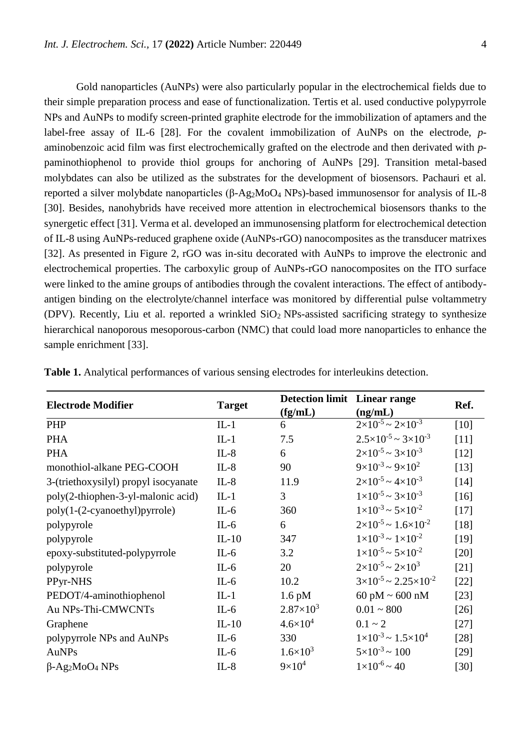Gold nanoparticles (AuNPs) were also particularly popular in the electrochemical fields due to their simple preparation process and ease of functionalization. Tertis et al. used conductive polypyrrole NPs and AuNPs to modify screen-printed graphite electrode for the immobilization of aptamers and the label-free assay of IL-6 [28]. For the covalent immobilization of AuNPs on the electrode, *p*-aminobenzoic acid film was first electrochemically grafted on the electrode and then derivated with *p*-paminothiophenol to provide thiol groups for anchoring of AuNPs [29]. Transition metal-based molybdates can also be utilized as the substrates for the development of biosensors. Pachauri et al. reported a silver molybdate nanoparticles (β-$Ag_2MoO_4$ NPs)-based immunosensor for analysis of IL-8 [30]. Besides, nanohybrids have received more attention in electrochemical biosensors thanks to the synergetic effect [31]. Verma et al. developed an immunosensing platform for electrochemical detection of IL-8 using AuNPs-reduced graphene oxide (AuNPs-rGO) nanocomposites as the transducer matrixes [32]. As presented in Figure 2, rGO was in-situ decorated with AuNPs to improve the electronic and electrochemical properties. The carboxylic group of AuNPs-rGO nanocomposites on the ITO surface were linked to the amine groups of antibodies through the covalent interactions. The effect of antibody-antigen binding on the electrolyte/channel interface was monitored by differential pulse voltammetry (DPV). Recently, Liu et al. reported a wrinkled $SiO_2$ NPs-assisted sacrificing strategy to synthesize hierarchical nanoporous mesoporous-carbon (NMC) that could load more nanoparticles to enhance the sample enrichment [33].

**Table 1.** Analytical performances of various sensing electrodes for interleukins detection.

| Electrode Modifier | Target | Detection limit (fg/mL) | Linear range (ng/mL) | Ref. |
|---|---|---|---|---|
| PHP | IL-1 | 6 | $2\times10^{-5} \sim 2\times10^{-3}$ | [10] |
| PHA | IL-1 | 7.5 | $2.5\times10^{-5} \sim 3\times10^{-3}$ | [11] |
| PHA | IL-8 | 6 | $2\times10^{-5} \sim 3\times10^{-3}$ | [12] |
| monothiol-alkane PEG-COOH | IL-8 | 90 | $9\times10^{-3} \sim 9\times10^{2}$ | [13] |
| 3-(triethoxysilyl) propyl isocyanate | IL-8 | 11.9 | $2\times10^{-5} \sim 4\times10^{-3}$ | [14] |
| poly(2-thiophen-3-yl-malonic acid) | IL-1 | 3 | $1\times10^{-5} \sim 3\times10^{-3}$ | [16] |
| poly(1-(2-cyanoethyl)pyrrole) | IL-6 | 360 | $1\times10^{-3} \sim 5\times10^{-2}$ | [17] |
| polypyrole | IL-6 | 6 | $2\times10^{-5} \sim 1.6\times10^{-2}$ | [18] |
| polypyrole | IL-10 | 347 | $1\times10^{-3} \sim 1\times10^{-2}$ | [19] |
| epoxy-substituted-polypyrrole | IL-6 | 3.2 | $1\times10^{-5} \sim 5\times10^{-2}$ | [20] |
| polypyrole | IL-6 | 20 | $2\times10^{-5} \sim 2\times10^{3}$ | [21] |
| PPyr-NHS | IL-6 | 10.2 | $3\times10^{-5} \sim 2.25\times10^{-2}$ | [22] |
| PEDOT/4-aminothiophenol | IL-1 | 1.6 pM | 60 pM ~ 600 nM | [23] |
| Au NPs-Thi-CMWCNTs | IL-6 | $2.87\times10^{3}$ | 0.01 ~ 800 | [26] |
| Graphene | IL-10 | $4.6\times10^{4}$ | 0.1 ~ 2 | [27] |
| polypyrrole NPs and AuNPs | IL-6 | 330 | $1\times10^{-3} \sim 1.5\times10^{4}$ | [28] |
| AuNPs | IL-6 | $1.6\times10^{3}$ | $5\times10^{-3} \sim 100$ | [29] |
| β-$Ag_2MoO_4$ NPs | IL-8 | $9\times10^{4}$ | $1\times10^{-6} \sim 40$ | [30] |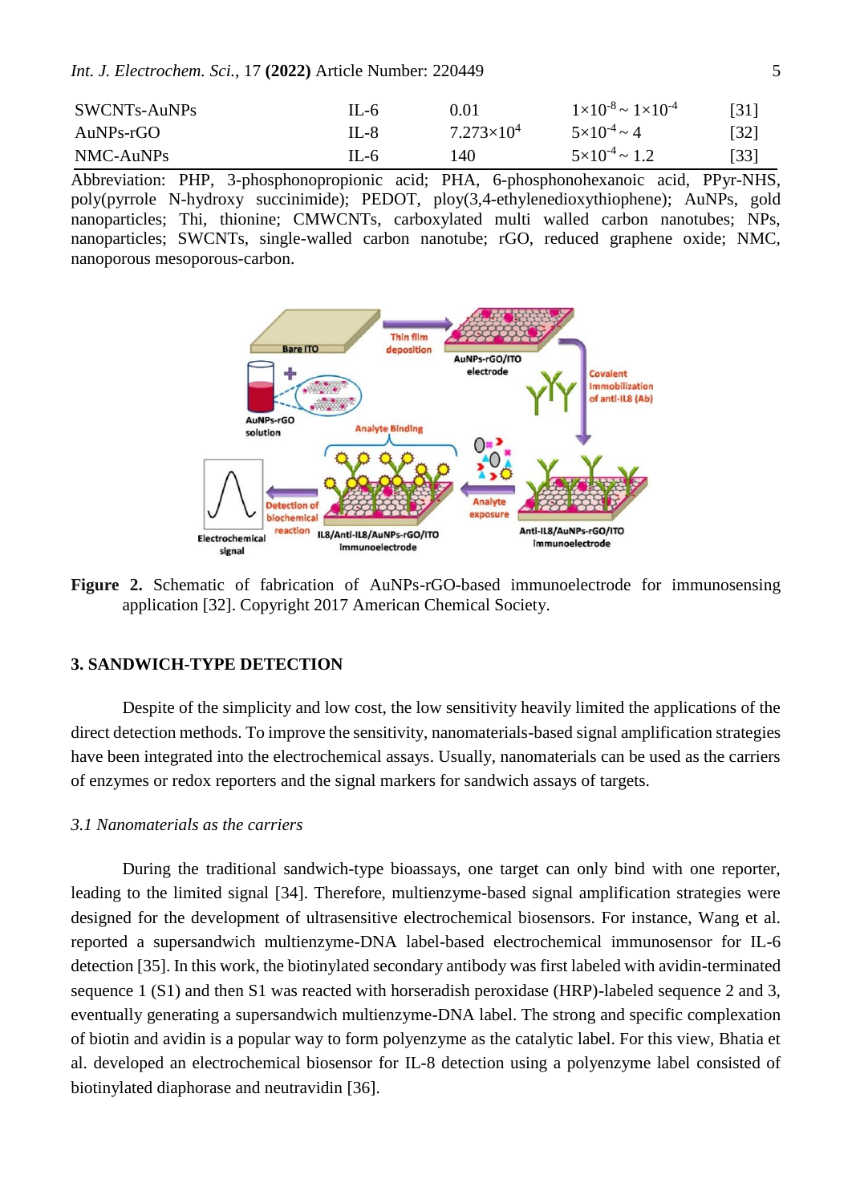| SWCNTs-AuNPs | IL-6 | 0.01 | $1\times10^{-8} \sim 1\times10^{-4}$ | [31] |
|---|---|---|---|---|
| AuNPs-rGO | IL-8 | $7.273\times10^{4}$ | $5\times10^{-4} \sim 4$ | [32] |
| NMC-AuNPs | IL-6 | 140 | $5\times10^{-4} \sim 1.2$ | [33] |

Abbreviation: PHP, 3-phosphonopropionic acid; PHA, 6-phosphonohexanoic acid, PPyr-NHS, poly(pyrrole N-hydroxy succinimide); PEDOT, ploy(3,4-ethylenedioxythiophene); AuNPs, gold nanoparticles; Thi, thionine; CMWCNTs, carboxylated multi walled carbon nanotubes; NPs, nanoparticles; SWCNTs, single-walled carbon nanotube; rGO, reduced graphene oxide; NMC, nanoporous mesoporous-carbon.

**Figure 2.** Schematic of fabrication of AuNPs-rGO-based immunoelectrode for immunosensing application [32]. Copyright 2017 American Chemical Society.

### 3. SANDWICH-TYPE DETECTION

Despite of the simplicity and low cost, the low sensitivity heavily limited the applications of the direct detection methods. To improve the sensitivity, nanomaterials-based signal amplification strategies have been integrated into the electrochemical assays. Usually, nanomaterials can be used as the carriers of enzymes or redox reporters and the signal markers for sandwich assays of targets.

#### *3.1 Nanomaterials as the carriers*

During the traditional sandwich-type bioassays, one target can only bind with one reporter, leading to the limited signal [34]. Therefore, multienzyme-based signal amplification strategies were designed for the development of ultrasensitive electrochemical biosensors. For instance, Wang et al. reported a supersandwich multienzyme-DNA label-based electrochemical immunosensor for IL-6 detection [35]. In this work, the biotinylated secondary antibody was first labeled with avidin-terminated sequence 1 (S1) and then S1 was reacted with horseradish peroxidase (HRP)-labeled sequence 2 and 3, eventually generating a supersandwich multienzyme-DNA label. The strong and specific complexation of biotin and avidin is a popular way to form polyenzyme as the catalytic label. For this view, Bhatia et al. developed an electrochemical biosensor for IL-8 detection using a polyenzyme label consisted of biotinylated diaphorase and neutravidin [36].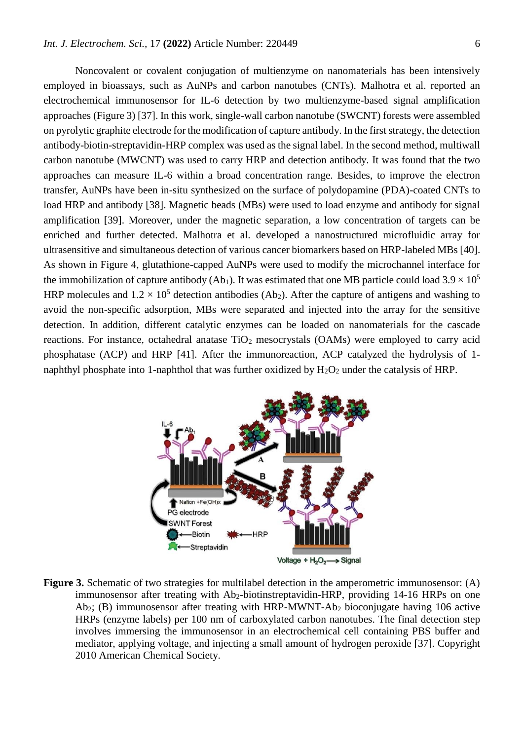Noncovalent or covalent conjugation of multienzyme on nanomaterials has been intensively employed in bioassays, such as AuNPs and carbon nanotubes (CNTs). Malhotra et al. reported an electrochemical immunosensor for IL-6 detection by two multienzyme-based signal amplification approaches (Figure 3) [37]. In this work, single-wall carbon nanotube (SWCNT) forests were assembled on pyrolytic graphite electrode for the modification of capture antibody. In the first strategy, the detection antibody-biotin-streptavidin-HRP complex was used as the signal label. In the second method, multiwall carbon nanotube (MWCNT) was used to carry HRP and detection antibody. It was found that the two approaches can measure IL-6 within a broad concentration range. Besides, to improve the electron transfer, AuNPs have been in-situ synthesized on the surface of polydopamine (PDA)-coated CNTs to load HRP and antibody [38]. Magnetic beads (MBs) were used to load enzyme and antibody for signal amplification [39]. Moreover, under the magnetic separation, a low concentration of targets can be enriched and further detected. Malhotra et al. developed a nanostructured microfluidic array for ultrasensitive and simultaneous detection of various cancer biomarkers based on HRP-labeled MBs [40]. As shown in Figure 4, glutathione-capped AuNPs were used to modify the microchannel interface for the immobilization of capture antibody ($Ab_1$). It was estimated that one MB particle could load $3.9 \times 10^5$ HRP molecules and $1.2 \times 10^5$ detection antibodies ($Ab_2$). After the capture of antigens and washing to avoid the non-specific adsorption, MBs were separated and injected into the array for the sensitive detection. In addition, different catalytic enzymes can be loaded on nanomaterials for the cascade reactions. For instance, octahedral anatase $TiO_2$ mesocrystals (OAMs) were employed to carry acid phosphatase (ACP) and HRP [41]. After the immunoreaction, ACP catalyzed the hydrolysis of 1-naphthyl phosphate into 1-naphthol that was further oxidized by $H_2O_2$ under the catalysis of HRP.

**Figure 3.** Schematic of two strategies for multilabel detection in the amperometric immunosensor: (A) immunosensor after treating with $Ab_2$-biotinstreptavidin-HRP, providing 14-16 HRPs on one $Ab_2$; (B) immunosensor after treating with HRP-MWNT-$Ab_2$ bioconjugate having 106 active HRPs (enzyme labels) per 100 nm of carboxylated carbon nanotubes. The final detection step involves immersing the immunosensor in an electrochemical cell containing PBS buffer and mediator, applying voltage, and injecting a small amount of hydrogen peroxide [37]. Copyright 2010 American Chemical Society.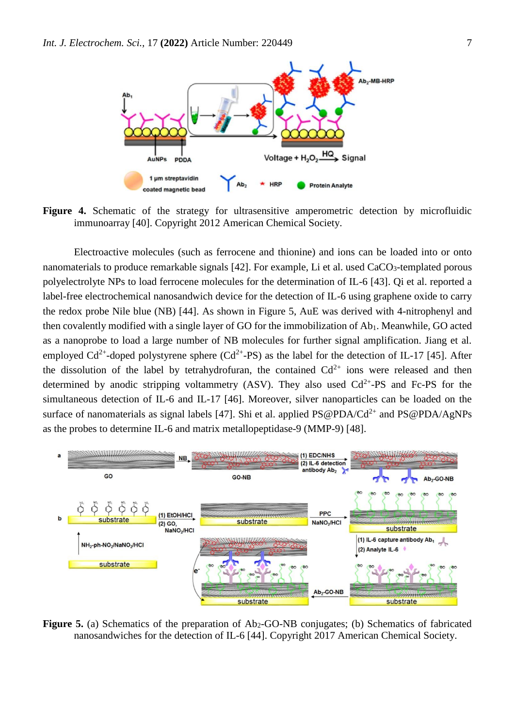**Figure 4.** Schematic of the strategy for ultrasensitive amperometric detection by microfluidic immunoarray [40]. Copyright 2012 American Chemical Society.

Electroactive molecules (such as ferrocene and thionine) and ions can be loaded into or onto nanomaterials to produce remarkable signals [42]. For example, Li et al. used $CaCO_3$-templated porous polyelectrolyte NPs to load ferrocene molecules for the determination of IL-6 [43]. Qi et al. reported a label-free electrochemical nanosandwich device for the detection of IL-6 using graphene oxide to carry the redox probe Nile blue (NB) [44]. As shown in Figure 5, AuE was derived with 4-nitrophenyl and then covalently modified with a single layer of GO for the immobilization of $Ab_1$. Meanwhile, GO acted as a nanoprobe to load a large number of NB molecules for further signal amplification. Jiang et al. employed $Cd^{2+}$-doped polystyrene sphere ($Cd^{2+}$-PS) as the label for the detection of IL-17 [45]. After the dissolution of the label by tetrahydrofuran, the contained $Cd^{2+}$ ions were released and then determined by anodic stripping voltammetry (ASV). They also used $Cd^{2+}$-PS and Fc-PS for the simultaneous detection of IL-6 and IL-17 [46]. Moreover, silver nanoparticles can be loaded on the surface of nanomaterials as signal labels [47]. Shi et al. applied PS@PDA/$Cd^{2+}$ and PS@PDA/AgNPs as the probes to determine IL-6 and matrix metallopeptidase-9 (MMP-9) [48].

**Figure 5.** (a) Schematics of the preparation of $Ab_2$-GO-NB conjugates; (b) Schematics of fabricated nanosandwiches for the detection of IL-6 [44]. Copyright 2017 American Chemical Society.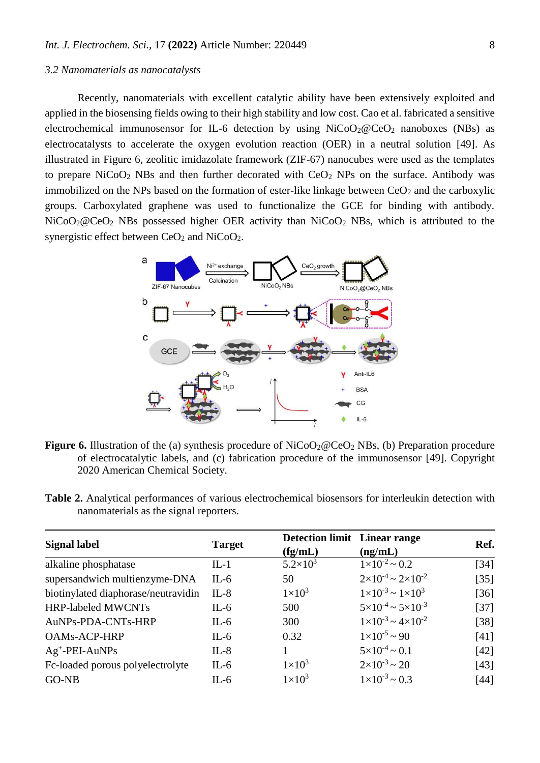### 3.2 Nanomaterials as nanocatalysts

Recently, nanomaterials with excellent catalytic ability have been extensively exploited and applied in the biosensing fields owing to their high stability and low cost. Cao et al. fabricated a sensitive electrochemical immunosensor for IL-6 detection by using $NiCoO_2$@$CeO_2$ nanoboxes (NBs) as electrocatalysts to accelerate the oxygen evolution reaction (OER) in a neutral solution [49]. As illustrated in Figure 6, zeolitic imidazolate framework (ZIF-67) nanocubes were used as the templates to prepare $NiCoO_2$ NBs and then further decorated with $CeO_2$ NPs on the surface. Antibody was immobilized on the NPs based on the formation of ester-like linkage between $CeO_2$ and the carboxylic groups. Carboxylated graphene was used to functionalize the GCE for binding with antibody. $NiCoO_2$@$CeO_2$ NBs possessed higher OER activity than $NiCoO_2$ NBs, which is attributed to the synergistic effect between $CeO_2$ and $NiCoO_2$.

**Figure 6.** Illustration of the (a) synthesis procedure of $NiCoO_2$@$CeO_2$ NBs, (b) Preparation procedure of electrocatalytic labels, and (c) fabrication procedure of the immunosensor [49]. Copyright 2020 American Chemical Society.

**Table 2.** Analytical performances of various electrochemical biosensors for interleukin detection with nanomaterials as the signal reporters.

| Signal label | Target | Detection limit (fg/mL) | Linear range (ng/mL) | Ref. |
|---|---|---|---|---|
| alkaline phosphatase | IL-1 | $5.2\times10^{3}$ | $1\times10^{-2} \sim 0.2$ | [34] |
| supersandwich multienzyme-DNA | IL-6 | 50 | $2\times10^{-4} \sim 2\times10^{-2}$ | [35] |
| biotinylated diaphorase/neutravidin | IL-8 | $1\times10^{3}$ | $1\times10^{-3} \sim 1\times10^{3}$ | [36] |
| HRP-labeled MWCNTs | IL-6 | 500 | $5\times10^{-4} \sim 5\times10^{-3}$ | [37] |
| AuNPs-PDA-CNTs-HRP | IL-6 | 300 | $1\times10^{-3} \sim 4\times10^{-2}$ | [38] |
| OAMs-ACP-HRP | IL-6 | 0.32 | $1\times10^{-5} \sim 90$ | [41] |
| $Ag^{+}$-PEI-AuNPs | IL-8 | 1 | $5\times10^{-4} \sim 0.1$ | [42] |
| Fc-loaded porous polyelectrolyte | IL-6 | $1\times10^{3}$ | $2\times10^{-3} \sim 20$ | [43] |
| GO-NB | IL-6 | $1\times10^{3}$ | $1\times10^{-3} \sim 0.3$ | [44] |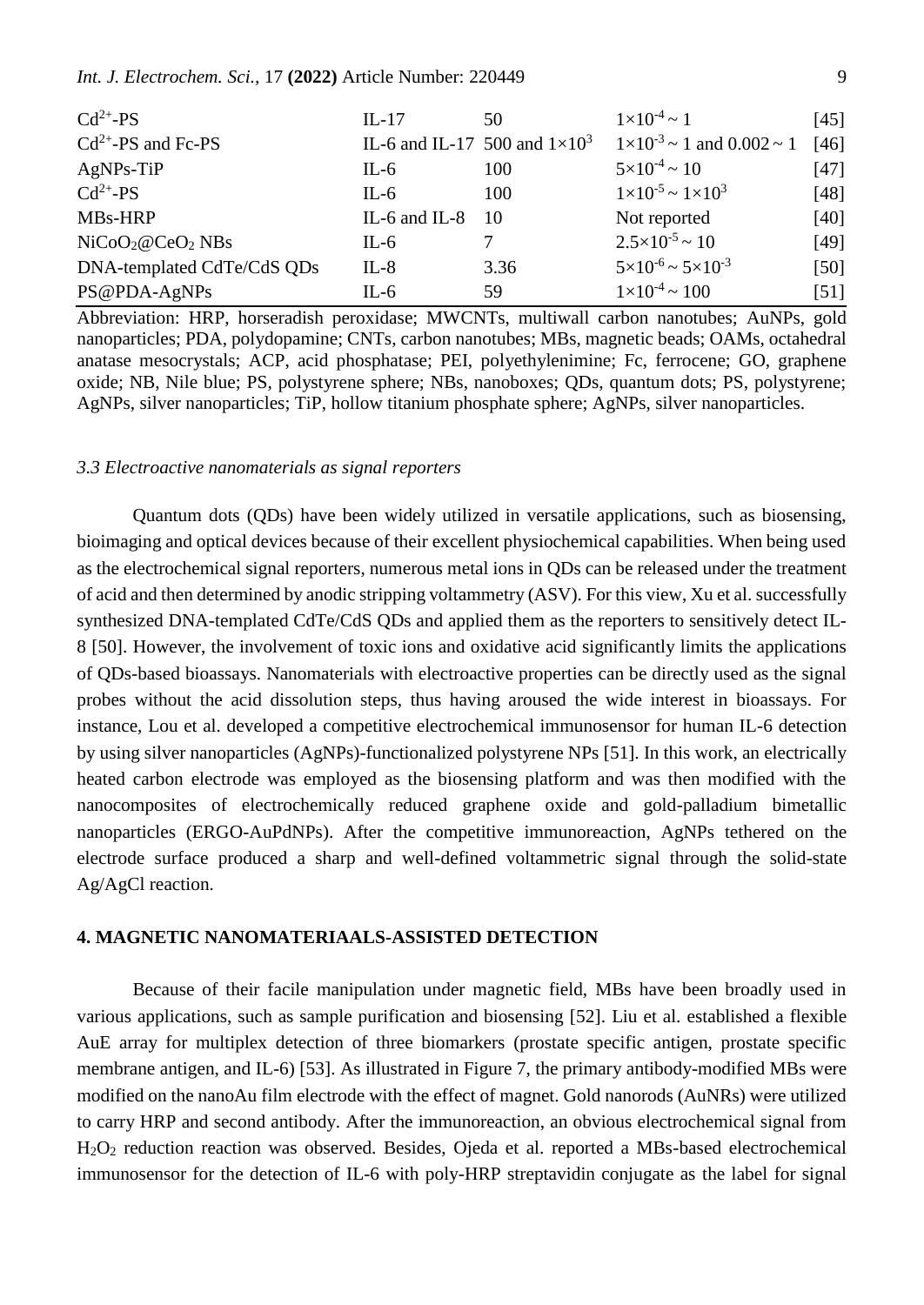| | | | | |
|---|---|---|---|---|
| $Cd^{2+}$-PS | IL-17 | 50 | $1\times10^{-4} \sim 1$ | [45] |
| $Cd^{2+}$-PS and Fc-PS | IL-6 and IL-17 | 500 and $1\times10^{3}$ | $1\times10^{-3} \sim 1$ and $0.002 \sim 1$ | [46] |
| AgNPs-TiP | IL-6 | 100 | $5\times10^{-4} \sim 10$ | [47] |
| $Cd^{2+}$-PS | IL-6 | 100 | $1\times10^{-5} \sim 1\times10^{3}$ | [48] |
| MBs-HRP | IL-6 and IL-8 | 10 | Not reported | [40] |
| $NiCoO_2$@$CeO_2$ NBs | IL-6 | 7 | $2.5\times10^{-5} \sim 10$ | [49] |
| DNA-templated CdTe/CdS QDs | IL-8 | 3.36 | $5\times10^{-6} \sim 5\times10^{-3}$ | [50] |
| PS@PDA-AgNPs | IL-6 | 59 | $1\times10^{-4} \sim 100$ | [51] |

Abbreviation: HRP, horseradish peroxidase; MWCNTs, multiwall carbon nanotubes; AuNPs, gold nanoparticles; PDA, polydopamine; CNTs, carbon nanotubes; MBs, magnetic beads; OAMs, octahedral anatase mesocrystals; ACP, acid phosphatase; PEI, polyethylenimine; Fc, ferrocene; GO, graphene oxide; NB, Nile blue; PS, polystyrene sphere; NBs, nanoboxes; QDs, quantum dots; PS, polystyrene; AgNPs, silver nanoparticles; TiP, hollow titanium phosphate sphere; AgNPs, silver nanoparticles.

### *3.3 Electroactive nanomaterials as signal reporters*

Quantum dots (QDs) have been widely utilized in versatile applications, such as biosensing, bioimaging and optical devices because of their excellent physiochemical capabilities. When being used as the electrochemical signal reporters, numerous metal ions in QDs can be released under the treatment of acid and then determined by anodic stripping voltammetry (ASV). For this view, Xu et al. successfully synthesized DNA-templated CdTe/CdS QDs and applied them as the reporters to sensitively detect IL-8 [50]. However, the involvement of toxic ions and oxidative acid significantly limits the applications of QDs-based bioassays. Nanomaterials with electroactive properties can be directly used as the signal probes without the acid dissolution steps, thus having aroused the wide interest in bioassays. For instance, Lou et al. developed a competitive electrochemical immunosensor for human IL-6 detection by using silver nanoparticles (AgNPs)-functionalized polystyrene NPs [51]. In this work, an electrically heated carbon electrode was employed as the biosensing platform and was then modified with the nanocomposites of electrochemically reduced graphene oxide and gold-palladium bimetallic nanoparticles (ERGO-AuPdNPs). After the competitive immunoreaction, AgNPs tethered on the electrode surface produced a sharp and well-defined voltammetric signal through the solid-state Ag/AgCl reaction.

## 4. MAGNETIC NANOMATERIAALS-ASSISTED DETECTION

Because of their facile manipulation under magnetic field, MBs have been broadly used in various applications, such as sample purification and biosensing [52]. Liu et al. established a flexible AuE array for multiplex detection of three biomarkers (prostate specific antigen, prostate specific membrane antigen, and IL-6) [53]. As illustrated in Figure 7, the primary antibody-modified MBs were modified on the nanoAu film electrode with the effect of magnet. Gold nanorods (AuNRs) were utilized to carry HRP and second antibody. After the immunoreaction, an obvious electrochemical signal from $H_2O_2$ reduction reaction was observed. Besides, Ojeda et al. reported a MBs-based electrochemical immunosensor for the detection of IL-6 with poly-HRP streptavidin conjugate as the label for signal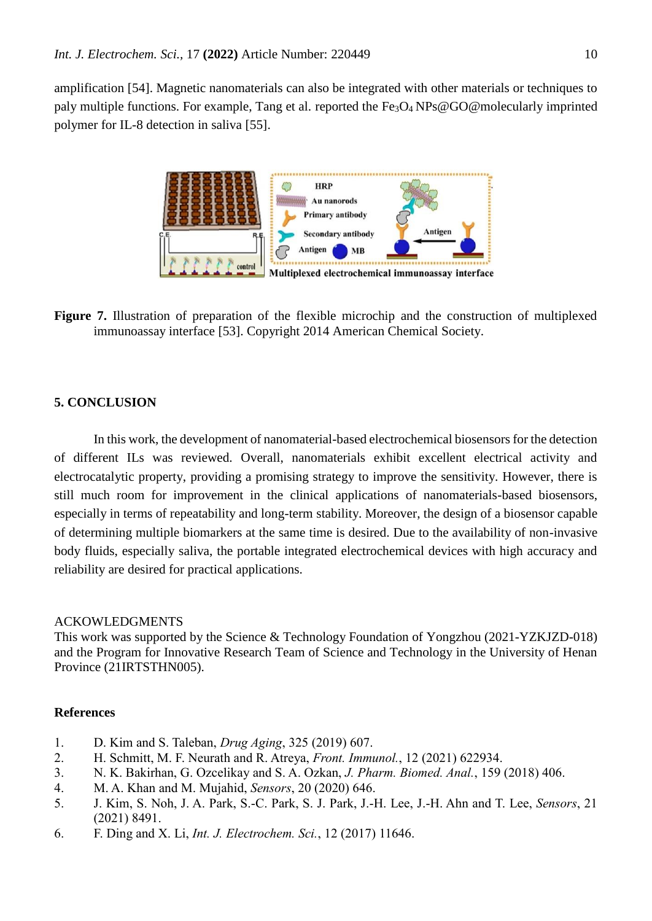amplification [54]. Magnetic nanomaterials can also be integrated with other materials or techniques to paly multiple functions. For example, Tang et al. reported the $Fe_3O_4$ NPs@GO@molecularly imprinted polymer for IL-8 detection in saliva [55].

**Figure 7.** Illustration of preparation of the flexible microchip and the construction of multiplexed immunoassay interface [53]. Copyright 2014 American Chemical Society.

## 5. CONCLUSION

In this work, the development of nanomaterial-based electrochemical biosensors for the detection of different ILs was reviewed. Overall, nanomaterials exhibit excellent electrical activity and electrocatalytic property, providing a promising strategy to improve the sensitivity. However, there is still much room for improvement in the clinical applications of nanomaterials-based biosensors, especially in terms of repeatability and long-term stability. Moreover, the design of a biosensor capable of determining multiple biomarkers at the same time is desired. Due to the availability of non-invasive body fluids, especially saliva, the portable integrated electrochemical devices with high accuracy and reliability are desired for practical applications.

ACKOWLEDGMENTS

This work was supported by the Science & Technology Foundation of Yongzhou (2021-YZKJZD-018) and the Program for Innovative Research Team of Science and Technology in the University of Henan Province (21IRTSTHN005).

## References

1. D. Kim and S. Taleban, *Drug Aging*, 325 (2019) 607.
2. H. Schmitt, M. F. Neurath and R. Atreya, *Front. Immunol.*, 12 (2021) 622934.
3. N. K. Bakirhan, G. Ozcelikay and S. A. Ozkan, *J. Pharm. Biomed. Anal.*, 159 (2018) 406.
4. M. A. Khan and M. Mujahid, *Sensors*, 20 (2020) 646.
5. J. Kim, S. Noh, J. A. Park, S.-C. Park, S. J. Park, J.-H. Lee, J.-H. Ahn and T. Lee, *Sensors*, 21 (2021) 8491.
6. F. Ding and X. Li, *Int. J. Electrochem. Sci.*, 12 (2017) 11646.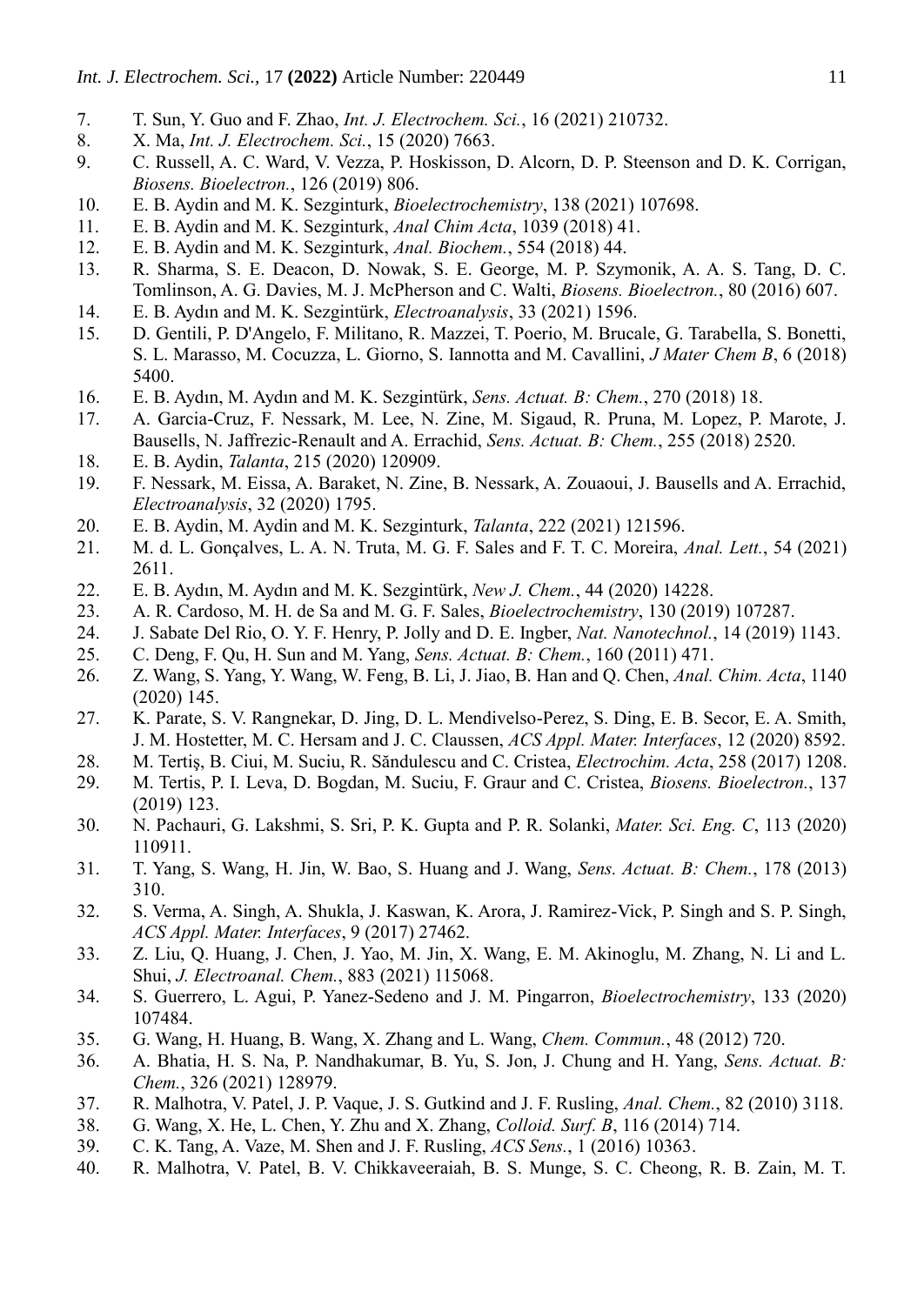7. T. Sun, Y. Guo and F. Zhao, *Int. J. Electrochem. Sci.*, 16 (2021) 210732.
8. X. Ma, *Int. J. Electrochem. Sci.*, 15 (2020) 7663.
9. C. Russell, A. C. Ward, V. Vezza, P. Hoskisson, D. Alcorn, D. P. Steenson and D. K. Corrigan, *Biosens. Bioelectron.*, 126 (2019) 806.
10. E. B. Aydin and M. K. Sezginturk, *Bioelectrochemistry*, 138 (2021) 107698.
11. E. B. Aydin and M. K. Sezginturk, *Anal Chim Acta*, 1039 (2018) 41.
12. E. B. Aydin and M. K. Sezginturk, *Anal. Biochem.*, 554 (2018) 44.
13. R. Sharma, S. E. Deacon, D. Nowak, S. E. George, M. P. Szymonik, A. A. S. Tang, D. C. Tomlinson, A. G. Davies, M. J. McPherson and C. Walti, *Biosens. Bioelectron.*, 80 (2016) 607.
14. E. B. Aydın and M. K. Sezgintürk, *Electroanalysis*, 33 (2021) 1596.
15. D. Gentili, P. D'Angelo, F. Militano, R. Mazzei, T. Poerio, M. Brucale, G. Tarabella, S. Bonetti, S. L. Marasso, M. Cocuzza, L. Giorno, S. Iannotta and M. Cavallini, *J Mater Chem B*, 6 (2018) 5400.
16. E. B. Aydın, M. Aydın and M. K. Sezgintürk, *Sens. Actuat. B: Chem.*, 270 (2018) 18.
17. A. Garcia-Cruz, F. Nessark, M. Lee, N. Zine, M. Sigaud, R. Pruna, M. Lopez, P. Marote, J. Bausells, N. Jaffrezic-Renault and A. Errachid, *Sens. Actuat. B: Chem.*, 255 (2018) 2520.
18. E. B. Aydin, *Talanta*, 215 (2020) 120909.
19. F. Nessark, M. Eissa, A. Baraket, N. Zine, B. Nessark, A. Zouaoui, J. Bausells and A. Errachid, *Electroanalysis*, 32 (2020) 1795.
20. E. B. Aydin, M. Aydin and M. K. Sezginturk, *Talanta*, 222 (2021) 121596.
21. M. d. L. Gonçalves, L. A. N. Truta, M. G. F. Sales and F. T. C. Moreira, *Anal. Lett.*, 54 (2021) 2611.
22. E. B. Aydın, M. Aydın and M. K. Sezgintürk, *New J. Chem.*, 44 (2020) 14228.
23. A. R. Cardoso, M. H. de Sa and M. G. F. Sales, *Bioelectrochemistry*, 130 (2019) 107287.
24. J. Sabate Del Rio, O. Y. F. Henry, P. Jolly and D. E. Ingber, *Nat. Nanotechnol.*, 14 (2019) 1143.
25. C. Deng, F. Qu, H. Sun and M. Yang, *Sens. Actuat. B: Chem.*, 160 (2011) 471.
26. Z. Wang, S. Yang, Y. Wang, W. Feng, B. Li, J. Jiao, B. Han and Q. Chen, *Anal. Chim. Acta*, 1140 (2020) 145.
27. K. Parate, S. V. Rangnekar, D. Jing, D. L. Mendivelso-Perez, S. Ding, E. B. Secor, E. A. Smith, J. M. Hostetter, M. C. Hersam and J. C. Claussen, *ACS Appl. Mater. Interfaces*, 12 (2020) 8592.
28. M. Tertiş, B. Ciui, M. Suciu, R. Săndulescu and C. Cristea, *Electrochim. Acta*, 258 (2017) 1208.
29. M. Tertis, P. I. Leva, D. Bogdan, M. Suciu, F. Graur and C. Cristea, *Biosens. Bioelectron.*, 137 (2019) 123.
30. N. Pachauri, G. Lakshmi, S. Sri, P. K. Gupta and P. R. Solanki, *Mater. Sci. Eng. C*, 113 (2020) 110911.
31. T. Yang, S. Wang, H. Jin, W. Bao, S. Huang and J. Wang, *Sens. Actuat. B: Chem.*, 178 (2013) 310.
32. S. Verma, A. Singh, A. Shukla, J. Kaswan, K. Arora, J. Ramirez-Vick, P. Singh and S. P. Singh, *ACS Appl. Mater. Interfaces*, 9 (2017) 27462.
33. Z. Liu, Q. Huang, J. Chen, J. Yao, M. Jin, X. Wang, E. M. Akinoglu, M. Zhang, N. Li and L. Shui, *J. Electroanal. Chem.*, 883 (2021) 115068.
34. S. Guerrero, L. Agui, P. Yanez-Sedeno and J. M. Pingarron, *Bioelectrochemistry*, 133 (2020) 107484.
35. G. Wang, H. Huang, B. Wang, X. Zhang and L. Wang, *Chem. Commun.*, 48 (2012) 720.
36. A. Bhatia, H. S. Na, P. Nandhakumar, B. Yu, S. Jon, J. Chung and H. Yang, *Sens. Actuat. B: Chem.*, 326 (2021) 128979.
37. R. Malhotra, V. Patel, J. P. Vaque, J. S. Gutkind and J. F. Rusling, *Anal. Chem.*, 82 (2010) 3118.
38. G. Wang, X. He, L. Chen, Y. Zhu and X. Zhang, *Colloid. Surf. B*, 116 (2014) 714.
39. C. K. Tang, A. Vaze, M. Shen and J. F. Rusling, *ACS Sens.*, 1 (2016) 10363.
40. R. Malhotra, V. Patel, B. V. Chikkaveeraiah, B. S. Munge, S. C. Cheong, R. B. Zain, M. T.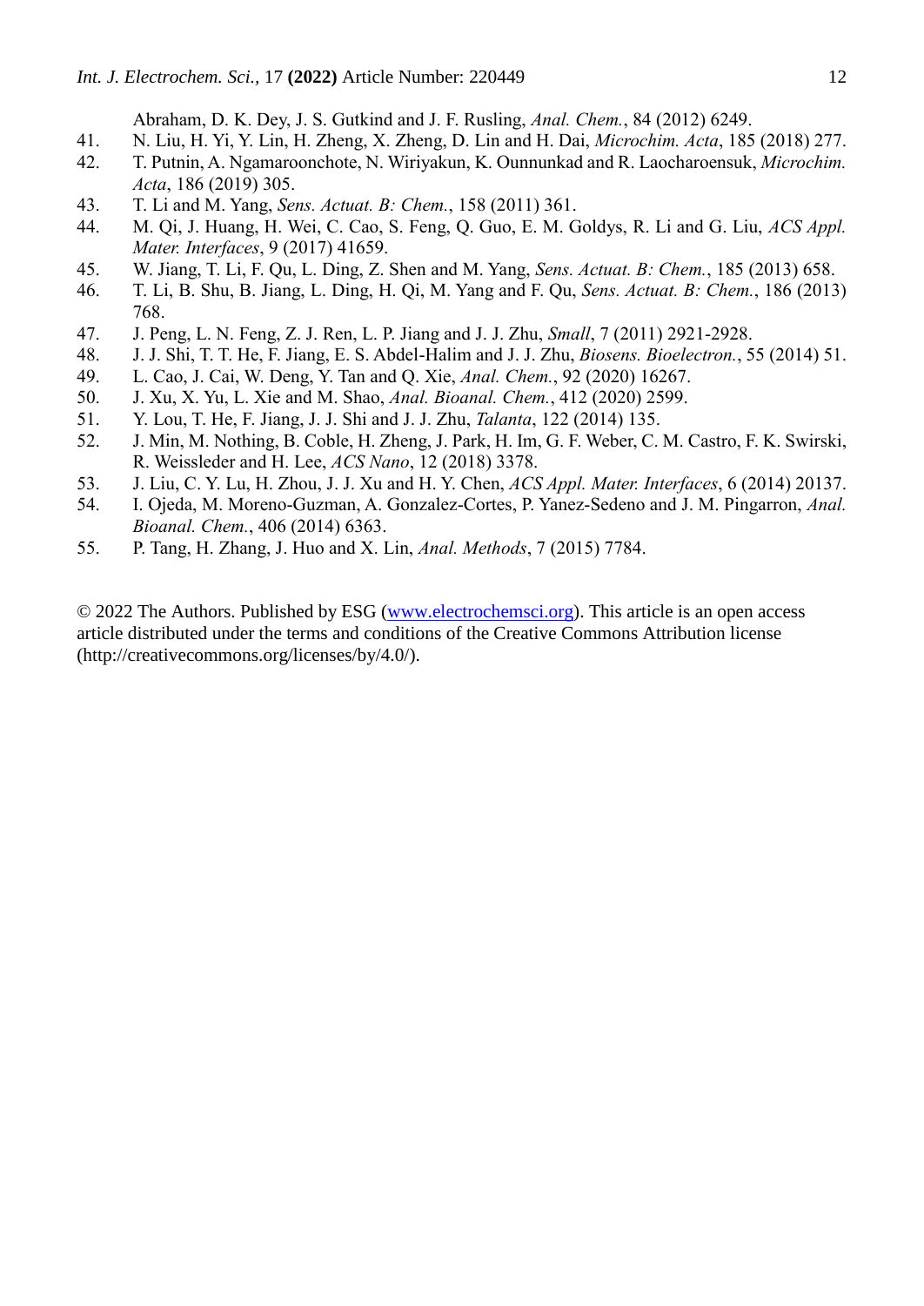Abraham, D. K. Dey, J. S. Gutkind and J. F. Rusling, *Anal. Chem.*, 84 (2012) 6249.

41. N. Liu, H. Yi, Y. Lin, H. Zheng, X. Zheng, D. Lin and H. Dai, *Microchim. Acta*, 185 (2018) 277.
42. T. Putnin, A. Ngamaroonchote, N. Wiriyakun, K. Ounnunkad and R. Laocharoensuk, *Microchim. Acta*, 186 (2019) 305.
43. T. Li and M. Yang, *Sens. Actuat. B: Chem.*, 158 (2011) 361.
44. M. Qi, J. Huang, H. Wei, C. Cao, S. Feng, Q. Guo, E. M. Goldys, R. Li and G. Liu, *ACS Appl. Mater. Interfaces*, 9 (2017) 41659.
45. W. Jiang, T. Li, F. Qu, L. Ding, Z. Shen and M. Yang, *Sens. Actuat. B: Chem.*, 185 (2013) 658.
46. T. Li, B. Shu, B. Jiang, L. Ding, H. Qi, M. Yang and F. Qu, *Sens. Actuat. B: Chem.*, 186 (2013) 768.
47. J. Peng, L. N. Feng, Z. J. Ren, L. P. Jiang and J. J. Zhu, *Small*, 7 (2011) 2921-2928.
48. J. J. Shi, T. T. He, F. Jiang, E. S. Abdel-Halim and J. J. Zhu, *Biosens. Bioelectron.*, 55 (2014) 51.
49. L. Cao, J. Cai, W. Deng, Y. Tan and Q. Xie, *Anal. Chem.*, 92 (2020) 16267.
50. J. Xu, X. Yu, L. Xie and M. Shao, *Anal. Bioanal. Chem.*, 412 (2020) 2599.
51. Y. Lou, T. He, F. Jiang, J. J. Shi and J. J. Zhu, *Talanta*, 122 (2014) 135.
52. J. Min, M. Nothing, B. Coble, H. Zheng, J. Park, H. Im, G. F. Weber, C. M. Castro, F. K. Swirski, R. Weissleder and H. Lee, *ACS Nano*, 12 (2018) 3378.
53. J. Liu, C. Y. Lu, H. Zhou, J. J. Xu and H. Y. Chen, *ACS Appl. Mater. Interfaces*, 6 (2014) 20137.
54. I. Ojeda, M. Moreno-Guzman, A. Gonzalez-Cortes, P. Yanez-Sedeno and J. M. Pingarron, *Anal. Bioanal. Chem.*, 406 (2014) 6363.
55. P. Tang, H. Zhang, J. Huo and X. Lin, *Anal. Methods*, 7 (2015) 7784.

© 2022 The Authors. Published by ESG (www.electrochemsci.org). This article is an open access article distributed under the terms and conditions of the Creative Commons Attribution license (http://creativecommons.org/licenses/by/4.0/).